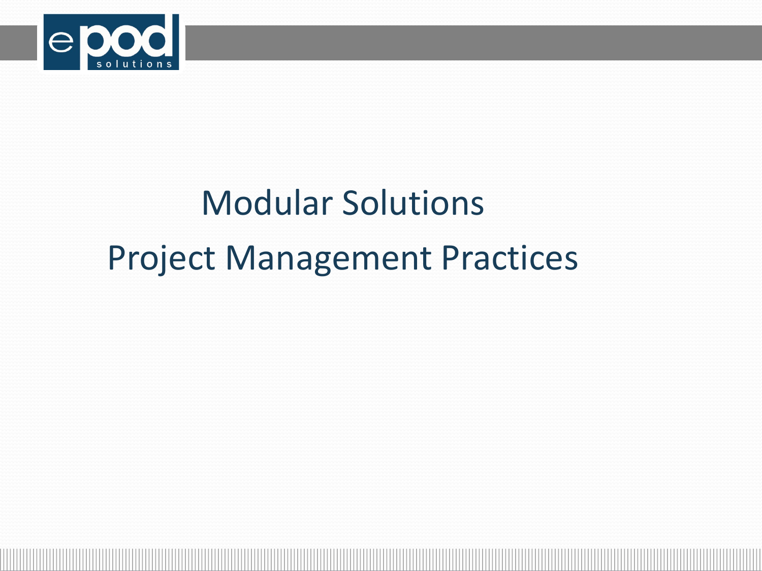# Modular Solutions

# Project Management Practices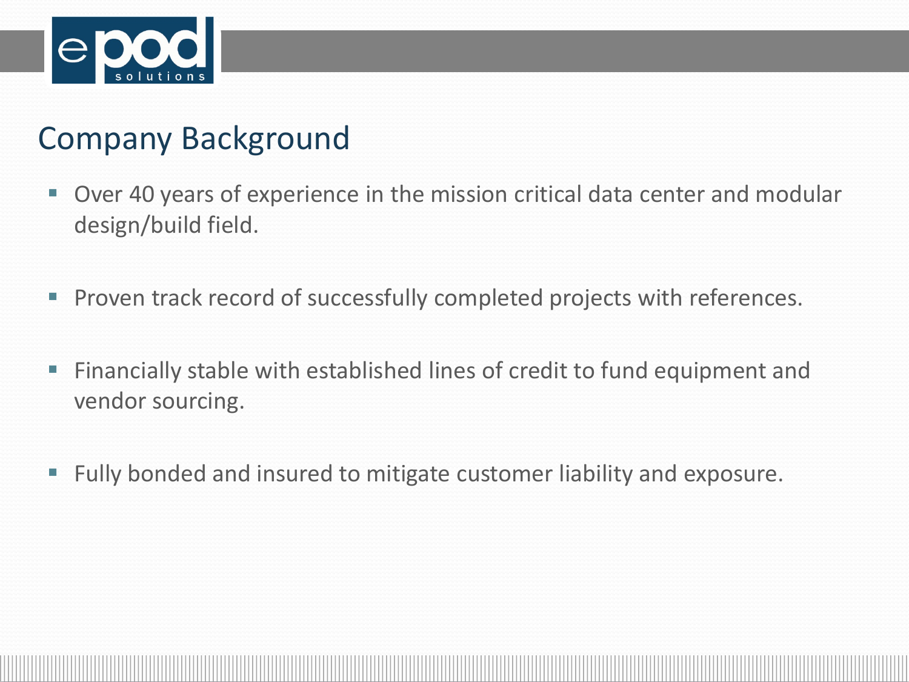## Company Background

- Over 40 years of experience in the mission critical data center and modular design/build field.
- Proven track record of successfully completed projects with references.
- Financially stable with established lines of credit to fund equipment and vendor sourcing.
- Fully bonded and insured to mitigate customer liability and exposure.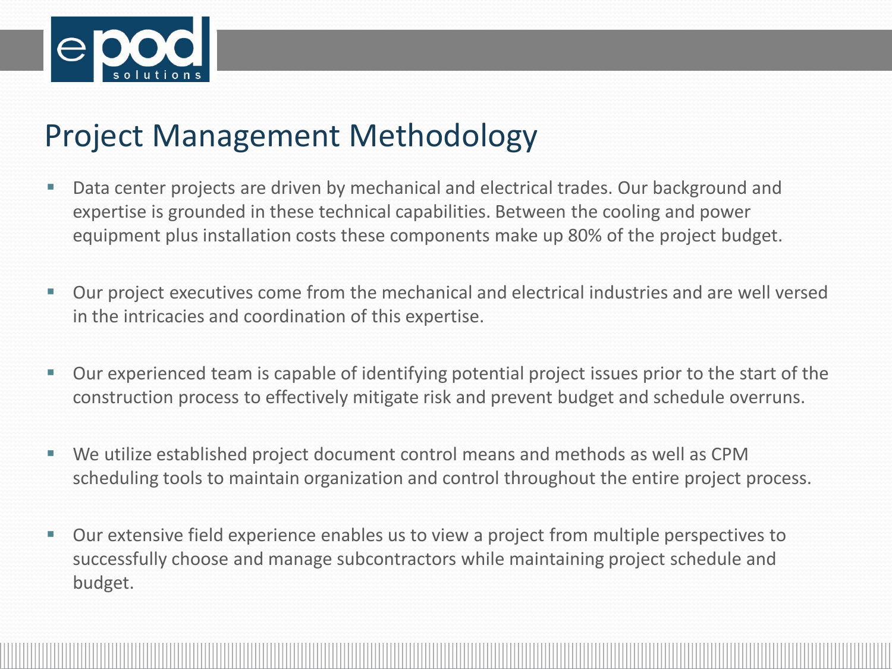# Project Management Methodology

- Data center projects are driven by mechanical and electrical trades. Our background and expertise is grounded in these technical capabilities. Between the cooling and power equipment plus installation costs these components make up 80% of the project budget.

- Our project executives come from the mechanical and electrical industries and are well versed in the intricacies and coordination of this expertise.

- Our experienced team is capable of identifying potential project issues prior to the start of the construction process to effectively mitigate risk and prevent budget and schedule overruns.

- We utilize established project document control means and methods as well as CPM scheduling tools to maintain organization and control throughout the entire project process.

- Our extensive field experience enables us to view a project from multiple perspectives to successfully choose and manage subcontractors while maintaining project schedule and budget.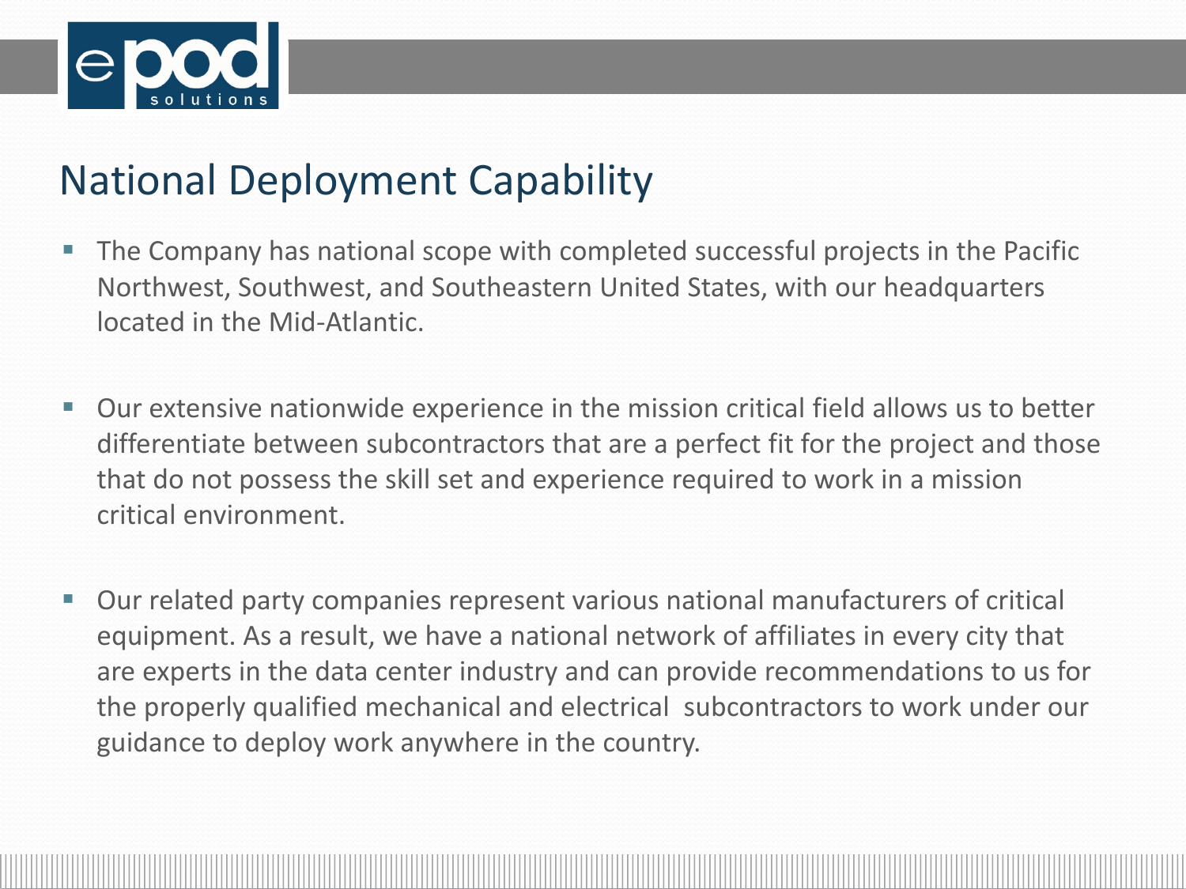# National Deployment Capability

- The Company has national scope with completed successful projects in the Pacific Northwest, Southwest, and Southeastern United States, with our headquarters located in the Mid-Atlantic.

- Our extensive nationwide experience in the mission critical field allows us to better differentiate between subcontractors that are a perfect fit for the project and those that do not possess the skill set and experience required to work in a mission critical environment.

- Our related party companies represent various national manufacturers of critical equipment. As a result, we have a national network of affiliates in every city that are experts in the data center industry and can provide recommendations to us for the properly qualified mechanical and electrical subcontractors to work under our guidance to deploy work anywhere in the country.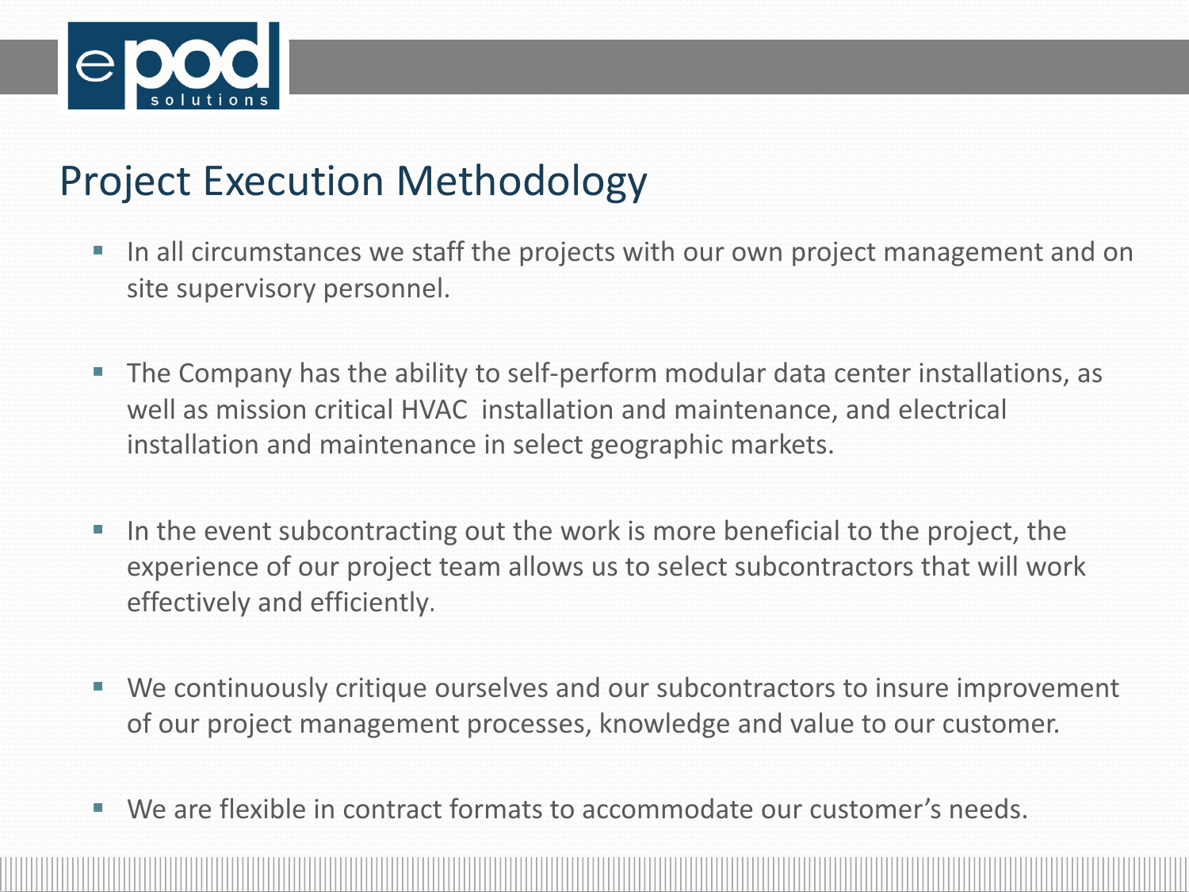# Project Execution Methodology

- In all circumstances we staff the projects with our own project management and on site supervisory personnel.
- The Company has the ability to self-perform modular data center installations, as well as mission critical HVAC installation and maintenance, and electrical installation and maintenance in select geographic markets.
- In the event subcontracting out the work is more beneficial to the project, the experience of our project team allows us to select subcontractors that will work effectively and efficiently.
- We continuously critique ourselves and our subcontractors to insure improvement of our project management processes, knowledge and value to our customer.
- We are flexible in contract formats to accommodate our customer's needs.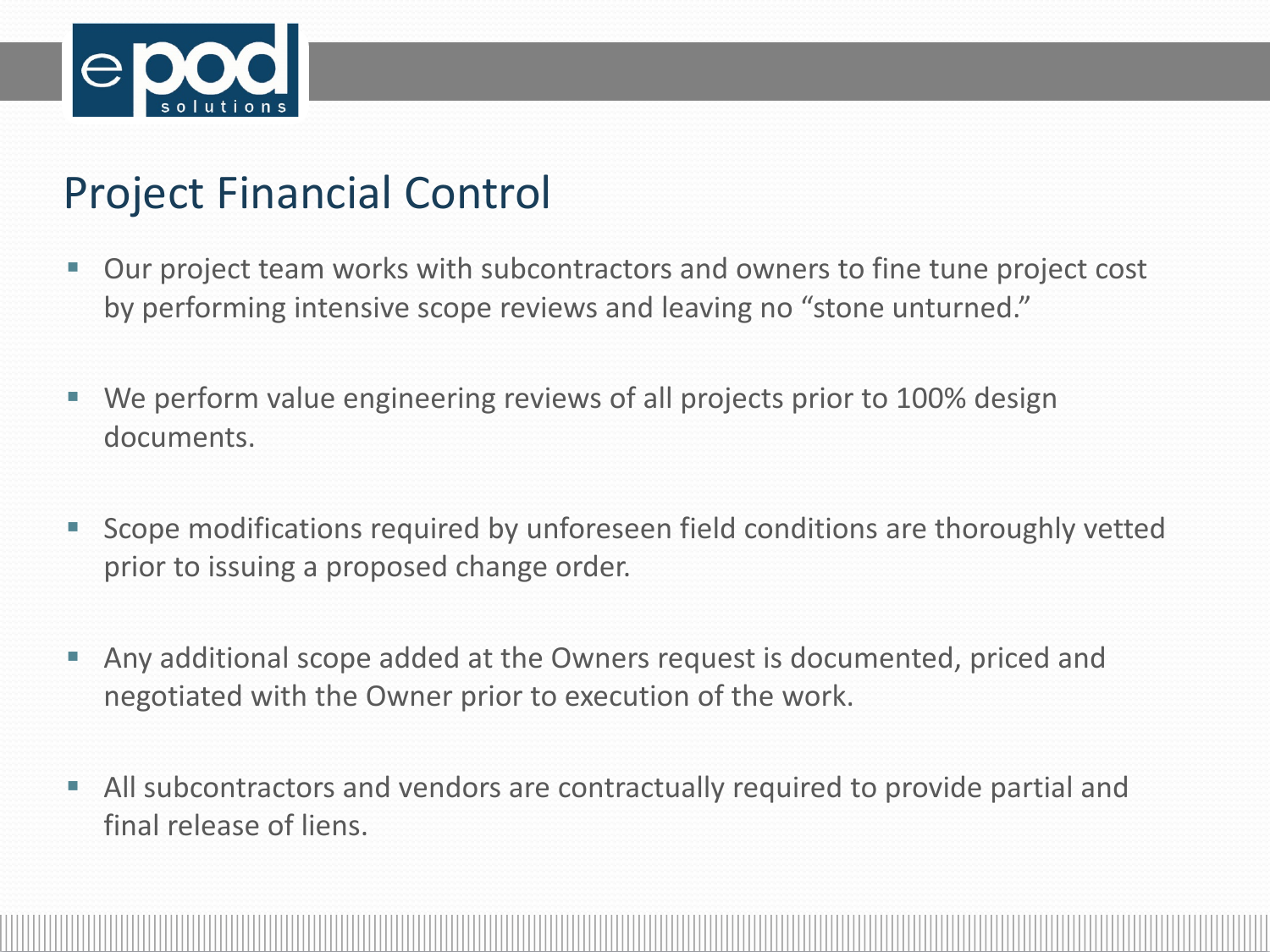# Project Financial Control

- Our project team works with subcontractors and owners to fine tune project cost by performing intensive scope reviews and leaving no “stone unturned.”

- We perform value engineering reviews of all projects prior to 100% design documents.

- Scope modifications required by unforeseen field conditions are thoroughly vetted prior to issuing a proposed change order.

- Any additional scope added at the Owners request is documented, priced and negotiated with the Owner prior to execution of the work.

- All subcontractors and vendors are contractually required to provide partial and final release of liens.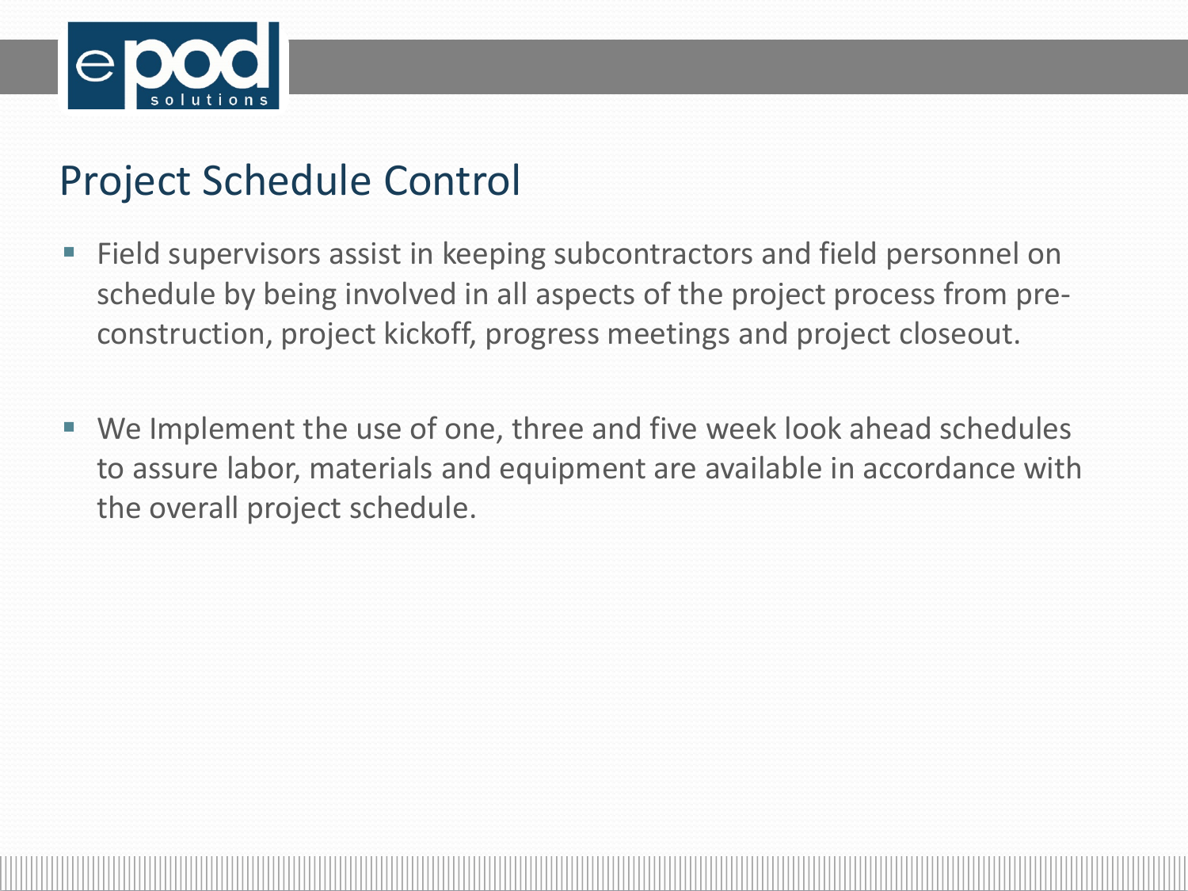## Project Schedule Control

- Field supervisors assist in keeping subcontractors and field personnel on schedule by being involved in all aspects of the project process from pre-construction, project kickoff, progress meetings and project closeout.

- We Implement the use of one, three and five week look ahead schedules to assure labor, materials and equipment are available in accordance with the overall project schedule.